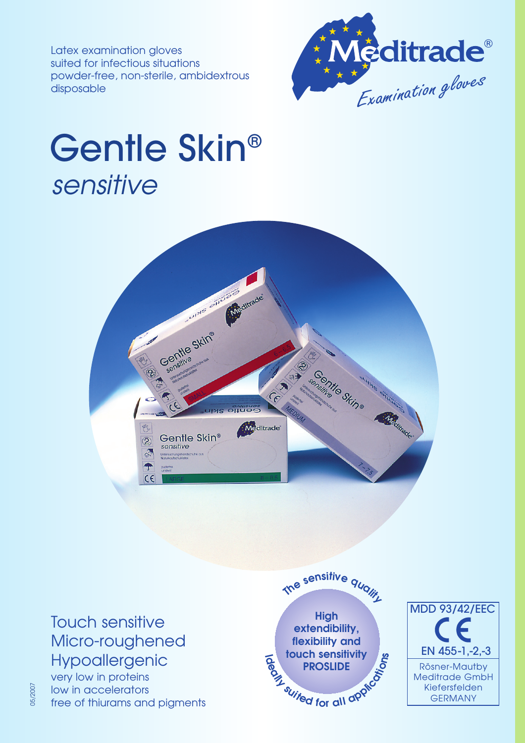Latex examination gloves
suited for infectious situations
powder-free, non-sterile, ambidextrous
disposable

Meditrade®
*Examination gloves*

# Gentle Skin®
## *sensitive*

Touch sensitive
Micro-roughened
Hypoallergenic

very low in proteins
low in accelerators
free of thiurams and pigments

**The sensitive quality**

**High extendibility, flexibility and touch sensitivity**
**PROSLIDE**

**Ideally suited for all applications**

MDD 93/42/EEC
CE
EN 455-1,-2,-3

Rösner-Mautby
Meditrade GmbH
Kiefersfelden
GERMANY

05/2007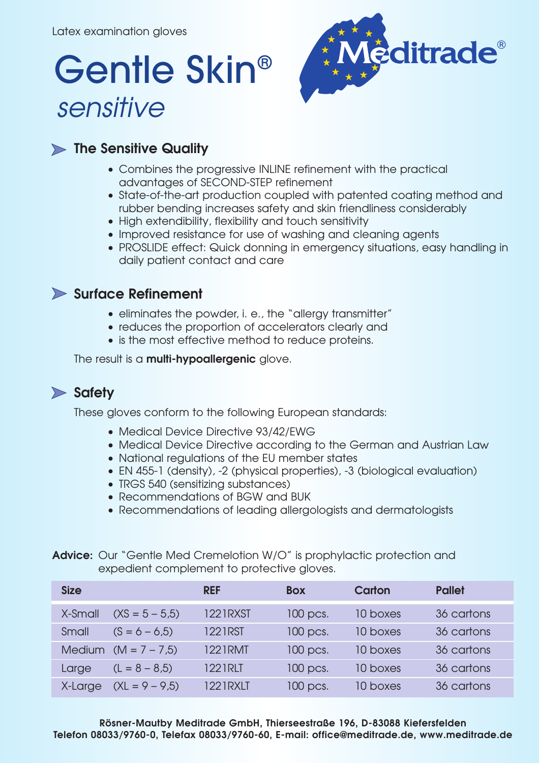Latex examination gloves

# Gentle Skin® *sensitive*

Meditrade®

## The Sensitive Quality

- Combines the progressive INLINE refinement with the practical advantages of SECOND-STEP refinement
- State-of-the-art production coupled with patented coating method and rubber bending increases safety and skin friendliness considerably
- High extendibility, flexibility and touch sensitivity
- Improved resistance for use of washing and cleaning agents
- PROSLIDE effect: Quick donning in emergency situations, easy handling in daily patient contact and care

## Surface Refinement

- eliminates the powder, i. e., the "allergy transmitter"
- reduces the proportion of accelerators clearly and
- is the most effective method to reduce proteins.

The result is a **multi-hypoallergenic** glove.

## Safety

These gloves conform to the following European standards:

- Medical Device Directive 93/42/EWG
- Medical Device Directive according to the German and Austrian Law
- National regulations of the EU member states
- EN 455-1 (density), -2 (physical properties), -3 (biological evaluation)
- TRGS 540 (sensitizing substances)
- Recommendations of BGW and BUK
- Recommendations of leading allergologists and dermatologists

**Advice:** Our "Gentle Med Cremelotion W/O" is prophylactic protection and expedient complement to protective gloves.

| Size | | REF | Box | Carton | Pallet |
|---|---|---|---|---|---|
| X-Small | (XS = 5 – 5,5) | 1221RXST | 100 pcs. | 10 boxes | 36 cartons |
| Small | (S = 6 – 6,5) | 1221RST | 100 pcs. | 10 boxes | 36 cartons |
| Medium | (M = 7 – 7,5) | 1221RMT | 100 pcs. | 10 boxes | 36 cartons |
| Large | (L = 8 – 8,5) | 1221RLT | 100 pcs. | 10 boxes | 36 cartons |
| X-Large | (XL = 9 – 9,5) | 1221RXLT | 100 pcs. | 10 boxes | 36 cartons |

**Rösner-Mautby Meditrade GmbH, Thierseestraße 196, D-83088 Kiefersfelden**
**Telefon 08033/9760-0, Telefax 08033/9760-60, E-mail: office@meditrade.de, www.meditrade.de**